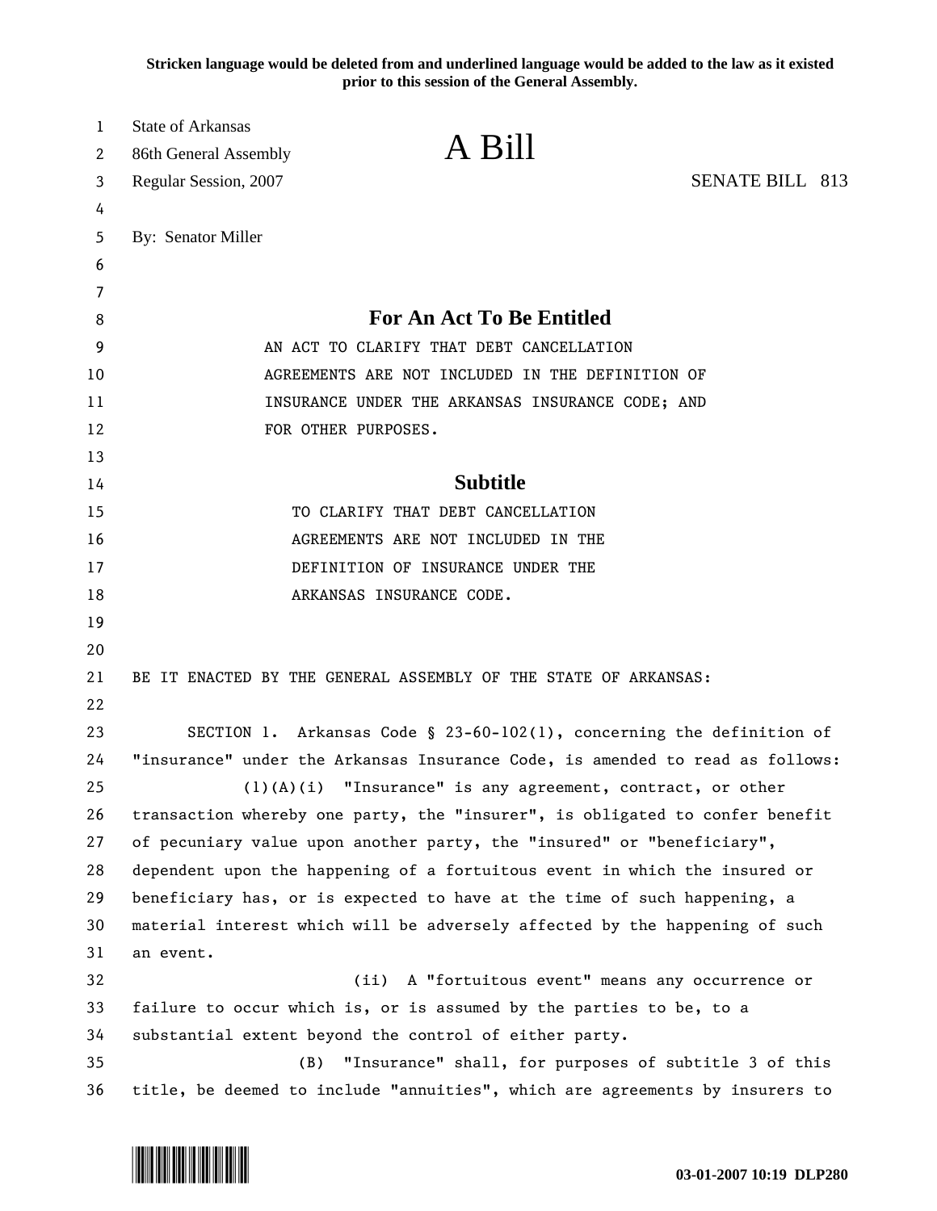**Stricken language would be deleted from and underlined language would be added to the law as it existed prior to this session of the General Assembly.**

State of Arkansas
86th General Assembly
Regular Session, 2007

# A Bill

SENATE BILL 813

By: Senator Miller

## For An Act To Be Entitled

AN ACT TO CLARIFY THAT DEBT CANCELLATION AGREEMENTS ARE NOT INCLUDED IN THE DEFINITION OF INSURANCE UNDER THE ARKANSAS INSURANCE CODE; AND FOR OTHER PURPOSES.

## Subtitle

TO CLARIFY THAT DEBT CANCELLATION AGREEMENTS ARE NOT INCLUDED IN THE DEFINITION OF INSURANCE UNDER THE ARKANSAS INSURANCE CODE.

BE IT ENACTED BY THE GENERAL ASSEMBLY OF THE STATE OF ARKANSAS:

SECTION 1. Arkansas Code § 23-60-102(1), concerning the definition of "insurance" under the Arkansas Insurance Code, is amended to read as follows:

(1)(A)(i) "Insurance" is any agreement, contract, or other transaction whereby one party, the "insurer", is obligated to confer benefit of pecuniary value upon another party, the "insured" or "beneficiary", dependent upon the happening of a fortuitous event in which the insured or beneficiary has, or is expected to have at the time of such happening, a material interest which will be adversely affected by the happening of such an event.

(ii) A "fortuitous event" means any occurrence or failure to occur which is, or is assumed by the parties to be, to a substantial extent beyond the control of either party.

(B) "Insurance" shall, for purposes of subtitle 3 of this title, be deemed to include "annuities", which are agreements by insurers to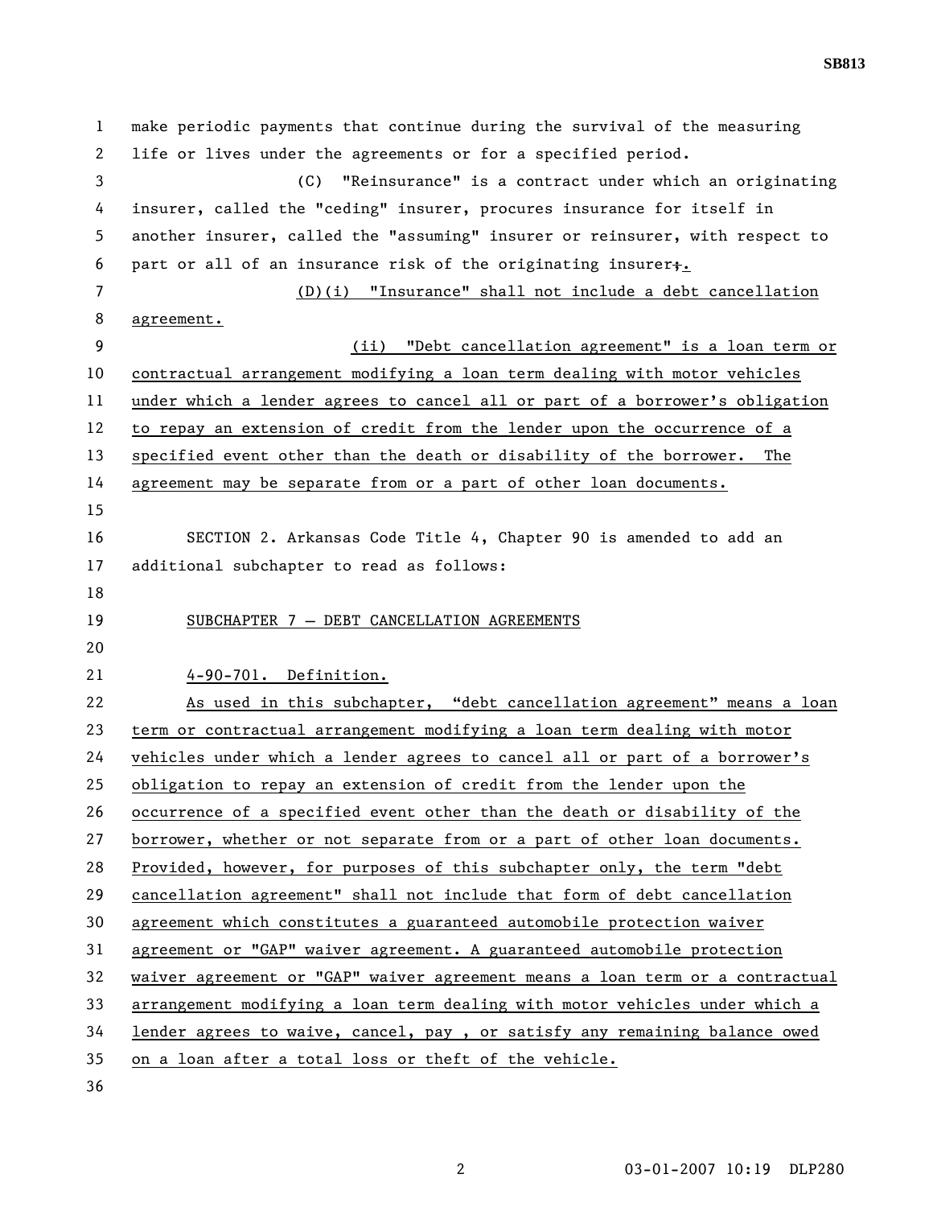make periodic payments that continue during the survival of the measuring life or lives under the agreements or for a specified period.

(C) "Reinsurance" is a contract under which an originating insurer, called the "ceding" insurer, procures insurance for itself in another insurer, called the "assuming" insurer or reinsurer, with respect to part or all of an insurance risk of the originating insurer;.

(D)(i) "Insurance" shall not include a debt cancellation agreement.

(ii) "Debt cancellation agreement" is a loan term or contractual arrangement modifying a loan term dealing with motor vehicles under which a lender agrees to cancel all or part of a borrower's obligation to repay an extension of credit from the lender upon the occurrence of a specified event other than the death or disability of the borrower. The agreement may be separate from or a part of other loan documents.

SECTION 2. Arkansas Code Title 4, Chapter 90 is amended to add an additional subchapter to read as follows:

SUBCHAPTER 7 – DEBT CANCELLATION AGREEMENTS

4-90-701. Definition.

As used in this subchapter, "debt cancellation agreement" means a loan term or contractual arrangement modifying a loan term dealing with motor vehicles under which a lender agrees to cancel all or part of a borrower's obligation to repay an extension of credit from the lender upon the occurrence of a specified event other than the death or disability of the borrower, whether or not separate from or a part of other loan documents. Provided, however, for purposes of this subchapter only, the term "debt cancellation agreement" shall not include that form of debt cancellation agreement which constitutes a guaranteed automobile protection waiver agreement or "GAP" waiver agreement. A guaranteed automobile protection waiver agreement or "GAP" waiver agreement means a loan term or a contractual arrangement modifying a loan term dealing with motor vehicles under which a lender agrees to waive, cancel, pay , or satisfy any remaining balance owed on a loan after a total loss or theft of the vehicle.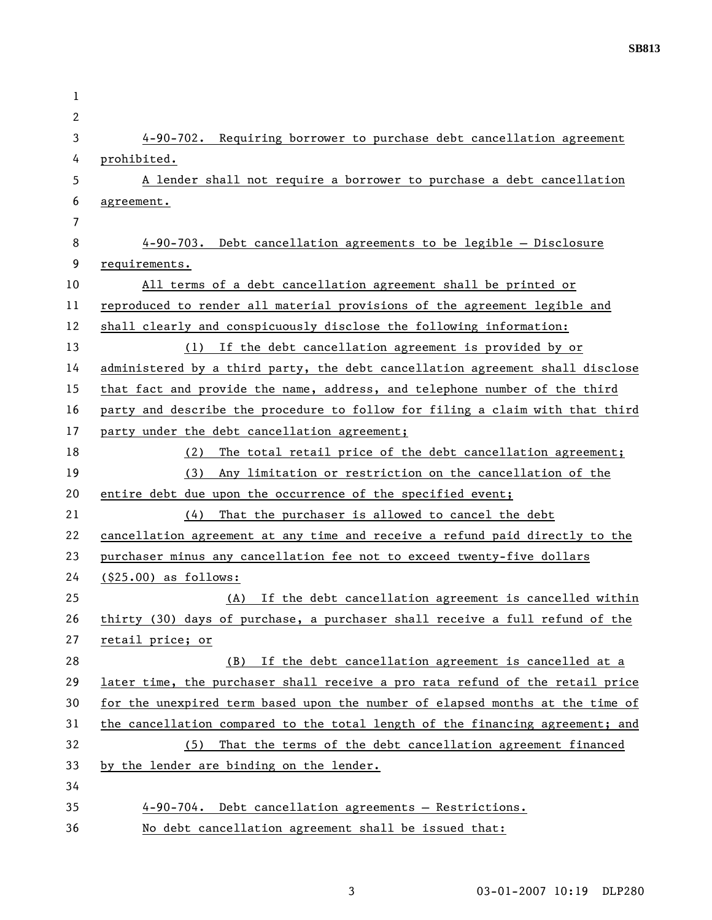4-90-702. Requiring borrower to purchase debt cancellation agreement prohibited.

A lender shall not require a borrower to purchase a debt cancellation agreement.

4-90-703. Debt cancellation agreements to be legible — Disclosure requirements.

All terms of a debt cancellation agreement shall be printed or reproduced to render all material provisions of the agreement legible and shall clearly and conspicuously disclose the following information:

(1) If the debt cancellation agreement is provided by or administered by a third party, the debt cancellation agreement shall disclose that fact and provide the name, address, and telephone number of the third party and describe the procedure to follow for filing a claim with that third party under the debt cancellation agreement;

(2) The total retail price of the debt cancellation agreement;

(3) Any limitation or restriction on the cancellation of the entire debt due upon the occurrence of the specified event;

(4) That the purchaser is allowed to cancel the debt cancellation agreement at any time and receive a refund paid directly to the purchaser minus any cancellation fee not to exceed twenty-five dollars ($25.00) as follows:

(A) If the debt cancellation agreement is cancelled within thirty (30) days of purchase, a purchaser shall receive a full refund of the retail price; or

(B) If the debt cancellation agreement is cancelled at a later time, the purchaser shall receive a pro rata refund of the retail price for the unexpired term based upon the number of elapsed months at the time of the cancellation compared to the total length of the financing agreement; and

(5) That the terms of the debt cancellation agreement financed by the lender are binding on the lender.

4-90-704. Debt cancellation agreements — Restrictions.

No debt cancellation agreement shall be issued that: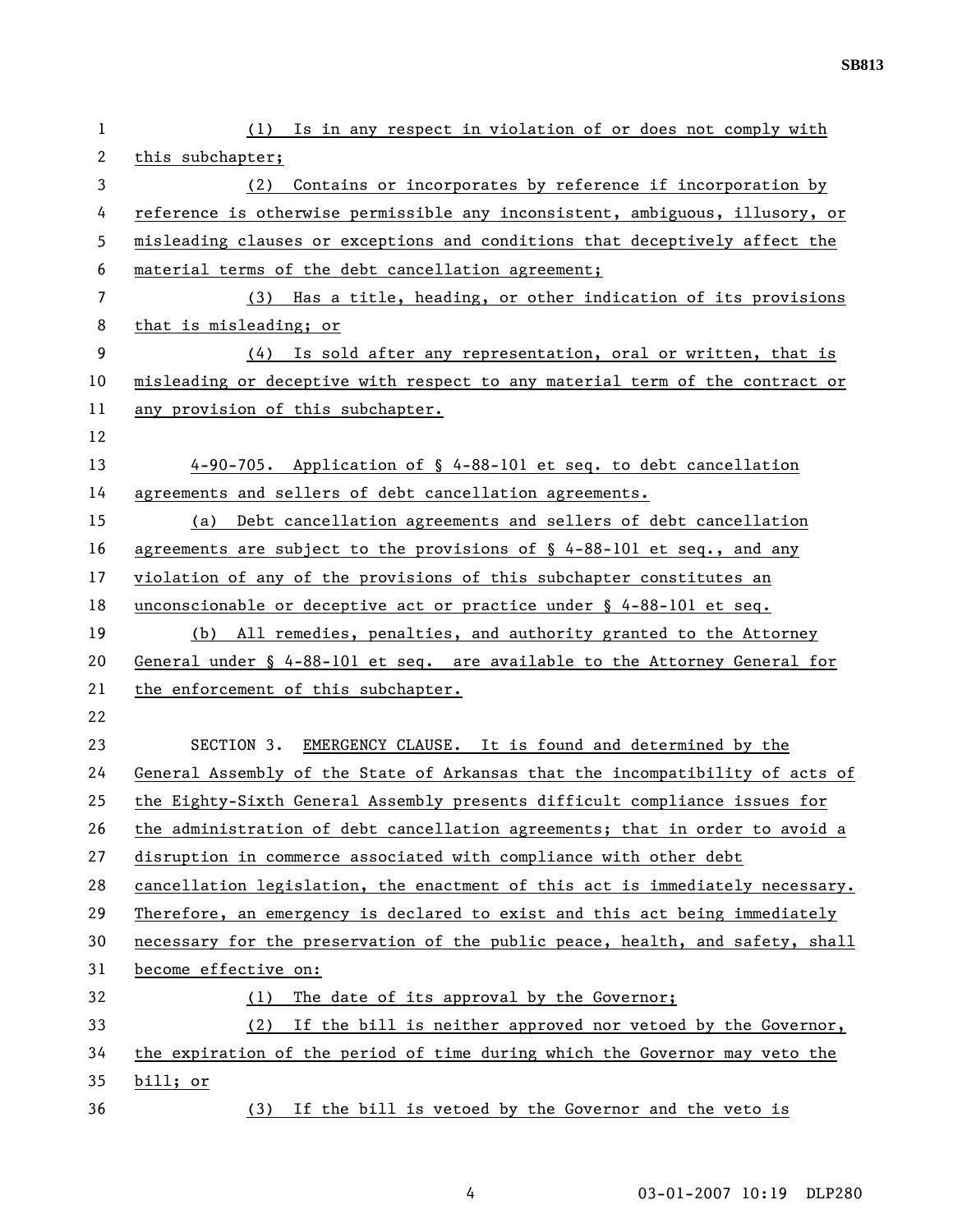(1) Is in any respect in violation of or does not comply with this subchapter;

(2) Contains or incorporates by reference if incorporation by reference is otherwise permissible any inconsistent, ambiguous, illusory, or misleading clauses or exceptions and conditions that deceptively affect the material terms of the debt cancellation agreement;

(3) Has a title, heading, or other indication of its provisions that is misleading; or

(4) Is sold after any representation, oral or written, that is misleading or deceptive with respect to any material term of the contract or any provision of this subchapter.

4-90-705. Application of § 4-88-101 et seq. to debt cancellation agreements and sellers of debt cancellation agreements.

(a) Debt cancellation agreements and sellers of debt cancellation agreements are subject to the provisions of § 4-88-101 et seq., and any violation of any of the provisions of this subchapter constitutes an unconscionable or deceptive act or practice under § 4-88-101 et seq.

(b) All remedies, penalties, and authority granted to the Attorney General under § 4-88-101 et seq. are available to the Attorney General for the enforcement of this subchapter.

SECTION 3. EMERGENCY CLAUSE. It is found and determined by the General Assembly of the State of Arkansas that the incompatibility of acts of the Eighty-Sixth General Assembly presents difficult compliance issues for the administration of debt cancellation agreements; that in order to avoid a disruption in commerce associated with compliance with other debt cancellation legislation, the enactment of this act is immediately necessary. Therefore, an emergency is declared to exist and this act being immediately necessary for the preservation of the public peace, health, and safety, shall become effective on:

(1) The date of its approval by the Governor;

(2) If the bill is neither approved nor vetoed by the Governor, the expiration of the period of time during which the Governor may veto the bill; or

(3) If the bill is vetoed by the Governor and the veto is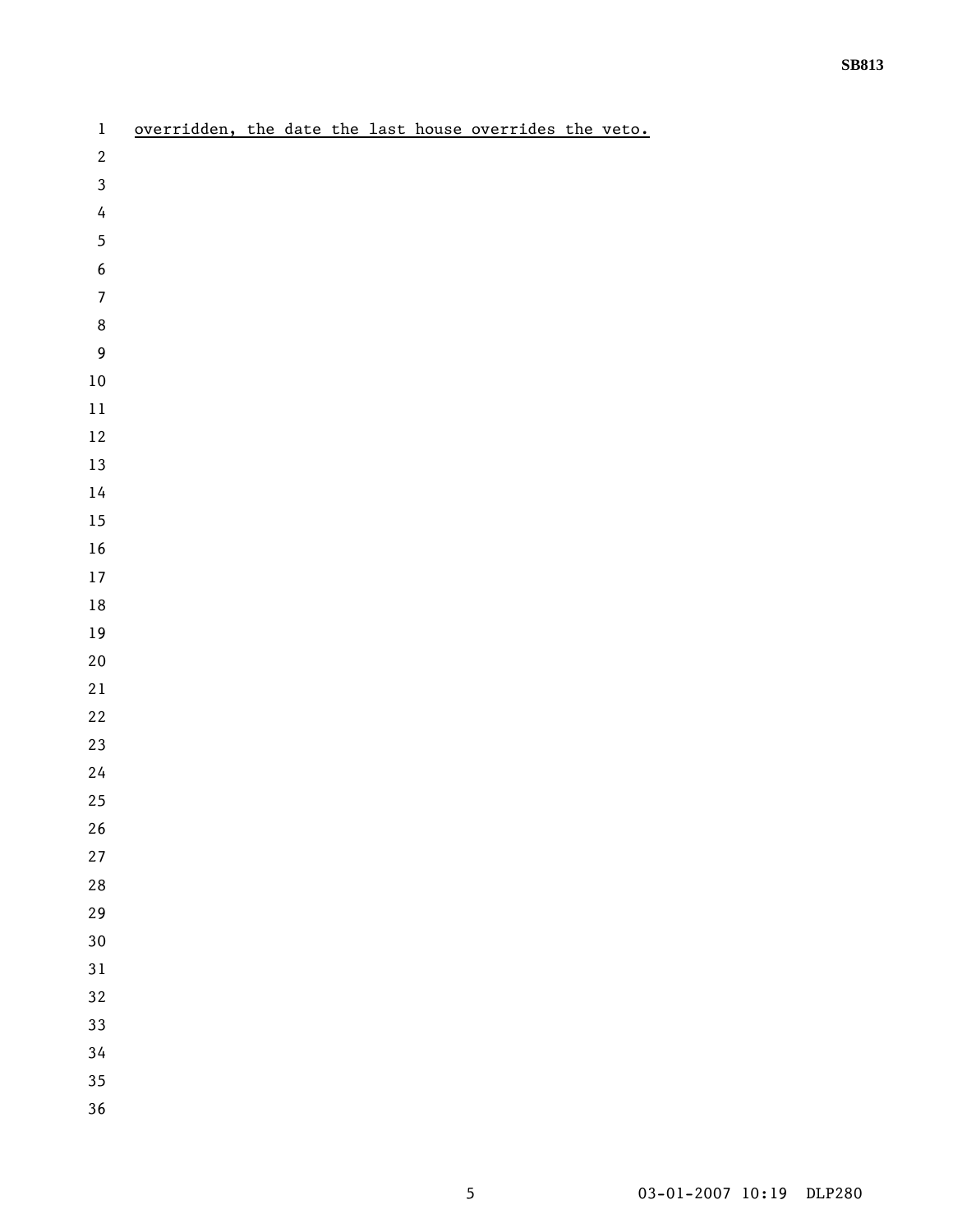overridden, the date the last house overrides the veto.